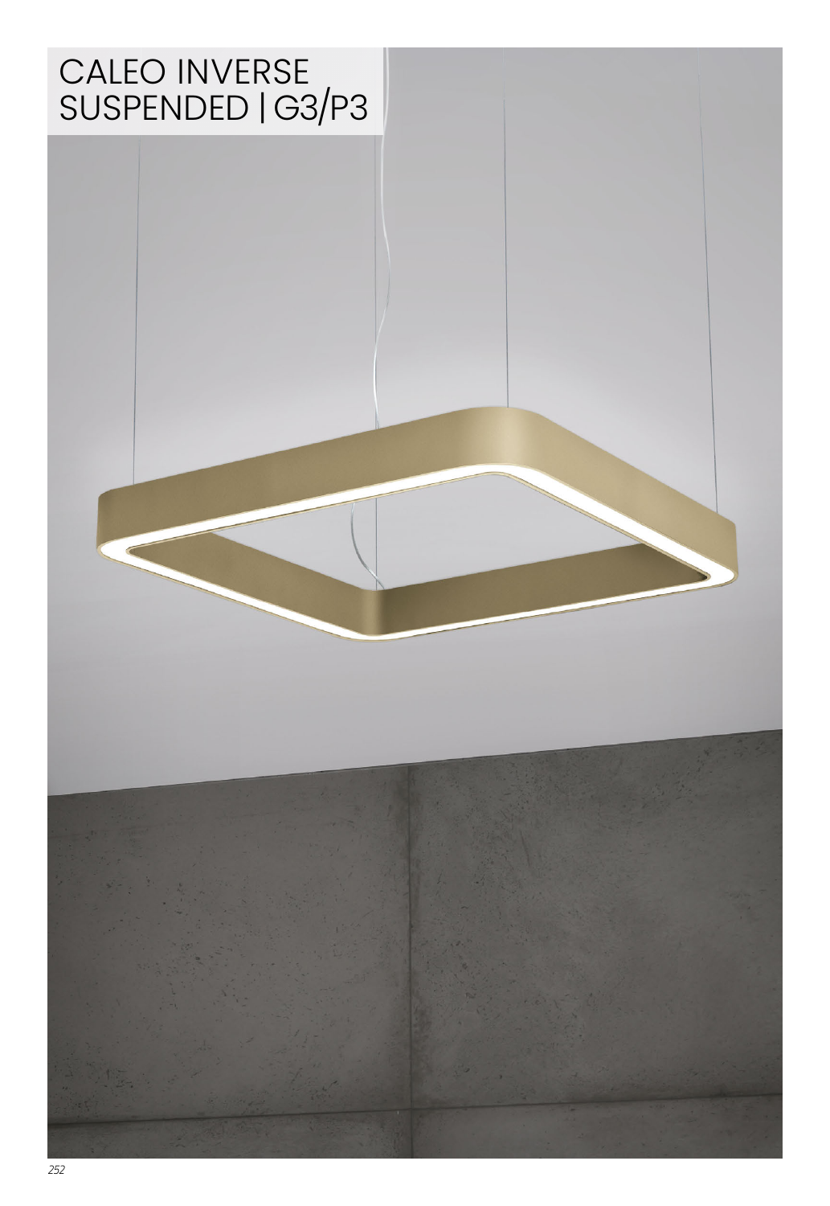# CALEO INVERSE SUSPENDED | G3/P3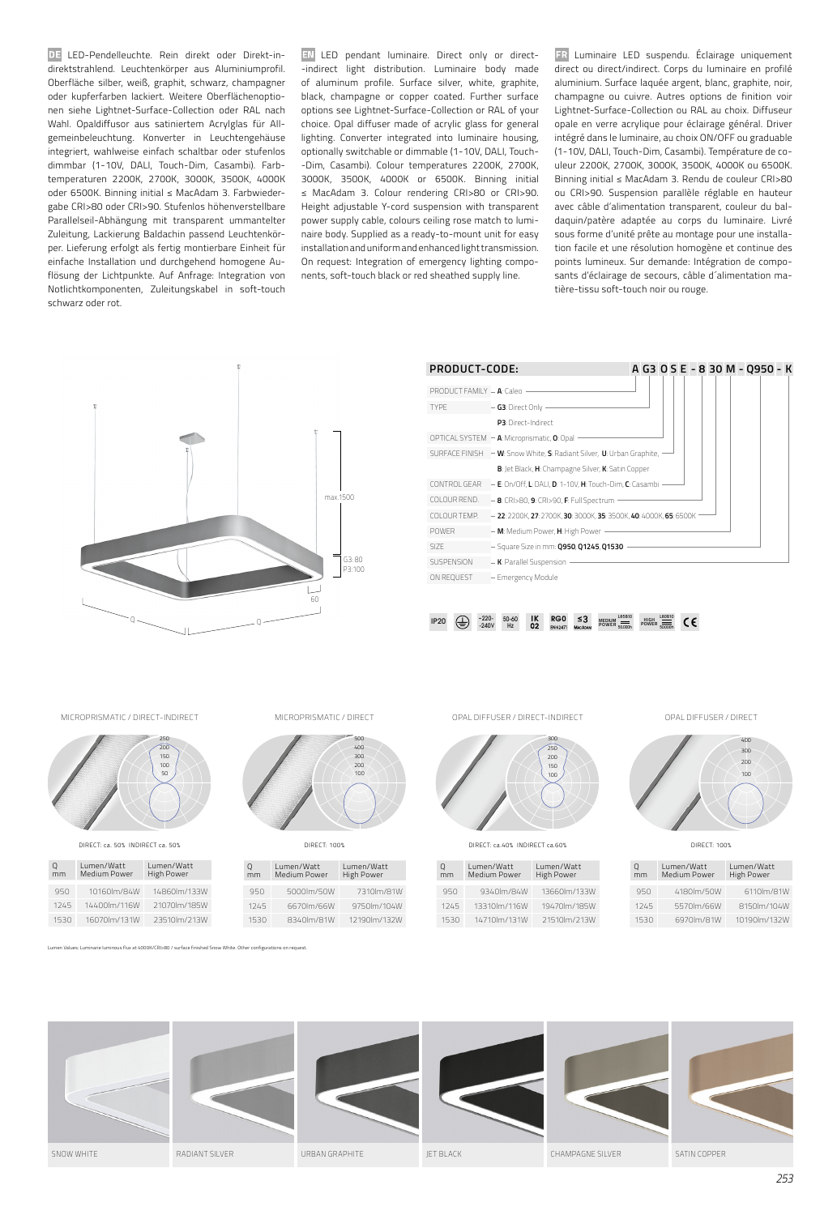**DE** LED-Pendelleuchte. Rein direkt oder Direkt-indirektstrahlend. Leuchtenkörper aus Aluminiumprofil. Oberfläche silber, weiß, graphit, schwarz, champagner oder kupferfarben lackiert. Weitere Oberflächenoptionen siehe Lightnet-Surface-Collection oder RAL nach Wahl. Opaldiffusor aus satiniertem Acrylglas für Allgemeinbeleuchtung. Konverter in Leuchtengehäuse integriert, wahlweise einfach schaltbar oder stufenlos dimmbar (1-10V, DALI, Touch-Dim, Casambi). Farbtemperaturen 2200K, 2700K, 3000K, 3500K, 4000K oder 6500K. Binning initial ≤ MacAdam 3. Farbwiedergabe CRI>80 oder CRI>90. Stufenlos höhenverstellbare Parallelseil-Abhängung mit transparent ummantelter Zuleitung, Lackierung Baldachin passend Leuchtenkörper. Lieferung erfolgt als fertig montierbare Einheit für einfache Installation und durchgehend homogene Auflösung der Lichtpunkte. Auf Anfrage: Integration von Notlichtkomponenten, Zuleitungskabel in soft-touch schwarz oder rot.

**EN** LED pendant luminaire. Direct only or direct-indirect light distribution. Luminaire body made of aluminum profile. Surface silver, white, graphite, black, champagne or copper coated. Further surface options see Lightnet-Surface-Collection or RAL of your choice. Opal diffuser made of acrylic glass for general lighting. Converter integrated into luminaire housing, optionally switchable or dimmable (1-10V, DALI, Touch-Dim, Casambi). Colour temperatures 2200K, 2700K, 3000K, 3500K, 4000K or 6500K. Binning initial ≤ MacAdam 3. Colour rendering CRI>80 or CRI>90. Height adjustable Y-cord suspension with transparent power supply cable, colours ceiling rose match to luminaire body. Supplied as a ready-to-mount unit for easy installation and uniform and enhanced light transmission. On request: Integration of emergency lighting components, soft-touch black or red sheathed supply line.

**FR** Luminaire LED suspendu. Éclairage uniquement direct ou direct/indirect. Corps du luminaire en profilé aluminium. Surface laquée argent, blanc, graphite, noir, champagne ou cuivre. Autres options de finition voir Lightnet-Surface-Collection ou RAL au choix. Diffuseur opale en verre acrylique pour éclairage général. Driver intégré dans le luminaire, au choix ON/OFF ou graduable (1-10V, DALI, Touch-Dim, Casambi). Température de couleur 2200K, 2700K, 3000K, 3500K, 4000K ou 6500K. Binning initial ≤ MacAdam 3. Rendu de couleur CRI>80 ou CRI>90. Suspension parallèle réglable en hauteur avec câble d'alimentation transparent, couleur du baldaquin/patère adaptée au corps du luminaire. Livré sous forme d'unité prête au montage pour une installation facile et une résolution homogène et continue des points lumineux. Sur demande: Intégration de composants d'éclairage de secours, câble d'alimentation matière-tissu soft-touch noir ou rouge.

max.1500

G3: 80
P3: 100

60

Q

Q

**PRODUCT-CODE: A G3 O S E - 8 30 M - Q950 - K**

| | |
|---|---|
| PRODUCT FAMILY | **A**: Caleo |
| TYPE | **G3**: Direct Only |
| | **P3**: Direct-Indirect |
| OPTICAL SYSTEM | **A**: Microprismatic, **O**: Opal |
| SURFACE FINISH | **W**: Snow White, **S**: Radiant Silver, **U**: Urban Graphite, |
| | **B**: Jet Black, **H**: Champagne Silver, **K**: Satin Copper |
| CONTROL GEAR | **E**: On/Off, **L**: DALI, **D**: 1-10V, **H**: Touch-Dim, **C**: Casambi |
| COLOUR REND. | **8**: CRI>80, **9**: CRI>90, **F**: Full Spectrum |
| COLOUR TEMP. | **22**: 2200K, **27**: 2700K, **30**: 3000K, **35**: 3500K, **40**: 4000K, **65**: 6500K |
| POWER | **M**: Medium Power, **H**: High Power |
| SIZE | Square Size in mm: **Q950**, **Q1245**, **Q1530** |
| SUSPENSION | **K**: Parallel Suspension |
| ON REQUEST | Emergency Module |

IP20 ~220-240V 50-60 Hz IK 02 RG0 EN 62471 ≤3 MacAdam MEDIUM POWER L85B10 50.000h HIGH POWER L80B10 50.000h CE

MICROPRISMATIC / DIRECT-INDIRECT

250 200 150 100 50

DIRECT: ca. 50% INDIRECT ca. 50%

| Q mm | Lumen/Watt Medium Power | Lumen/Watt High Power |
|---|---|---|
| 950 | 10160lm/84W | 14860lm/133W |
| 1245 | 14400lm/116W | 21070lm/185W |
| 1530 | 16070lm/131W | 23510lm/213W |

MICROPRISMATIC / DIRECT

500 400 300 200 100

DIRECT: 100%

| Q mm | Lumen/Watt Medium Power | Lumen/Watt High Power |
|---|---|---|
| 950 | 5000lm/50W | 7310lm/81W |
| 1245 | 6670lm/66W | 9750lm/104W |
| 1530 | 8340lm/81W | 12190lm/132W |

OPAL DIFFUSER / DIRECT-INDIRECT

300 250 200 150 100

DIRECT: ca.40% INDIRECT ca.60%

| Q mm | Lumen/Watt Medium Power | Lumen/Watt High Power |
|---|---|---|
| 950 | 9340lm/84W | 13660lm/133W |
| 1245 | 13310lm/116W | 19470lm/185W |
| 1530 | 14710lm/131W | 21510lm/213W |

OPAL DIFFUSER / DIRECT

400 300 200 100

DIRECT: 100%

| Q mm | Lumen/Watt Medium Power | Lumen/Watt High Power |
|---|---|---|
| 950 | 4180lm/50W | 6110lm/81W |
| 1245 | 5570lm/66W | 8150lm/104W |
| 1530 | 6970lm/81W | 10190lm/132W |

Lumen Values: Luminaire luminous flux at 4000K/CRI>80 / surface finished Snow White. Other configurations on request.

SNOW WHITE

RADIANT SILVER

URBAN GRAPHITE

JET BLACK

CHAMPAGNE SILVER

SATIN COPPER